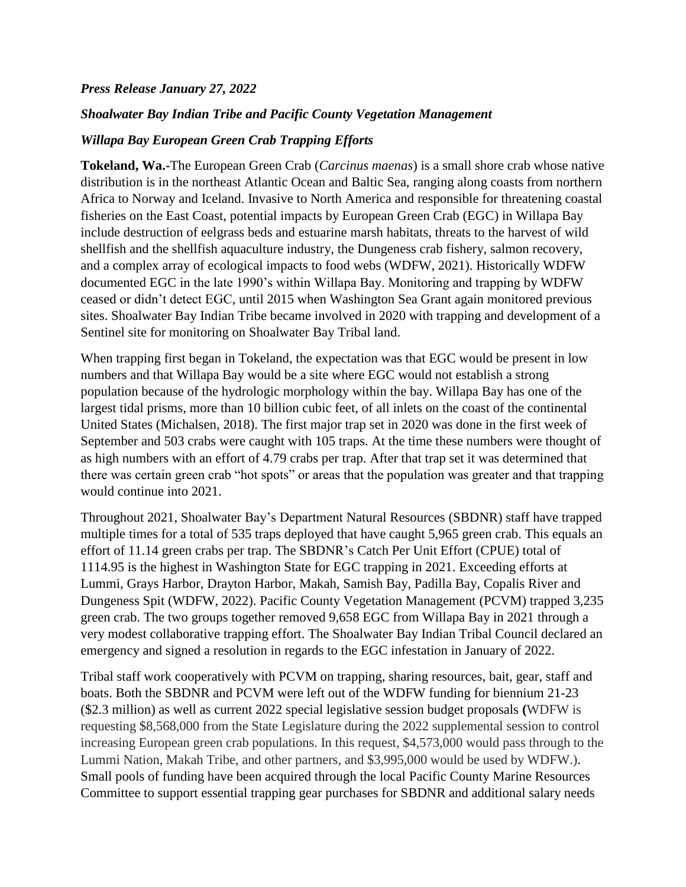*Press Release January 27, 2022*

*Shoalwater Bay Indian Tribe and Pacific County Vegetation Management*

*Willapa Bay European Green Crab Trapping Efforts*

**Tokeland, Wa.-**The European Green Crab (*Carcinus maenas*) is a small shore crab whose native distribution is in the northeast Atlantic Ocean and Baltic Sea, ranging along coasts from northern Africa to Norway and Iceland. Invasive to North America and responsible for threatening coastal fisheries on the East Coast, potential impacts by European Green Crab (EGC) in Willapa Bay include destruction of eelgrass beds and estuarine marsh habitats, threats to the harvest of wild shellfish and the shellfish aquaculture industry, the Dungeness crab fishery, salmon recovery, and a complex array of ecological impacts to food webs (WDFW, 2021). Historically WDFW documented EGC in the late 1990's within Willapa Bay. Monitoring and trapping by WDFW ceased or didn't detect EGC, until 2015 when Washington Sea Grant again monitored previous sites. Shoalwater Bay Indian Tribe became involved in 2020 with trapping and development of a Sentinel site for monitoring on Shoalwater Bay Tribal land.

When trapping first began in Tokeland, the expectation was that EGC would be present in low numbers and that Willapa Bay would be a site where EGC would not establish a strong population because of the hydrologic morphology within the bay. Willapa Bay has one of the largest tidal prisms, more than 10 billion cubic feet, of all inlets on the coast of the continental United States (Michalsen, 2018). The first major trap set in 2020 was done in the first week of September and 503 crabs were caught with 105 traps. At the time these numbers were thought of as high numbers with an effort of 4.79 crabs per trap. After that trap set it was determined that there was certain green crab "hot spots" or areas that the population was greater and that trapping would continue into 2021.

Throughout 2021, Shoalwater Bay's Department Natural Resources (SBDNR) staff have trapped multiple times for a total of 535 traps deployed that have caught 5,965 green crab. This equals an effort of 11.14 green crabs per trap. The SBDNR's Catch Per Unit Effort (CPUE) total of 1114.95 is the highest in Washington State for EGC trapping in 2021. Exceeding efforts at Lummi, Grays Harbor, Drayton Harbor, Makah, Samish Bay, Padilla Bay, Copalis River and Dungeness Spit (WDFW, 2022). Pacific County Vegetation Management (PCVM) trapped 3,235 green crab. The two groups together removed 9,658 EGC from Willapa Bay in 2021 through a very modest collaborative trapping effort. The Shoalwater Bay Indian Tribal Council declared an emergency and signed a resolution in regards to the EGC infestation in January of 2022.

Tribal staff work cooperatively with PCVM on trapping, sharing resources, bait, gear, staff and boats. Both the SBDNR and PCVM were left out of the WDFW funding for biennium 21-23 ($2.3 million) as well as current 2022 special legislative session budget proposals **(**WDFW is requesting $8,568,000 from the State Legislature during the 2022 supplemental session to control increasing European green crab populations. In this request, $4,573,000 would pass through to the Lummi Nation, Makah Tribe, and other partners, and $3,995,000 would be used by WDFW.). Small pools of funding have been acquired through the local Pacific County Marine Resources Committee to support essential trapping gear purchases for SBDNR and additional salary needs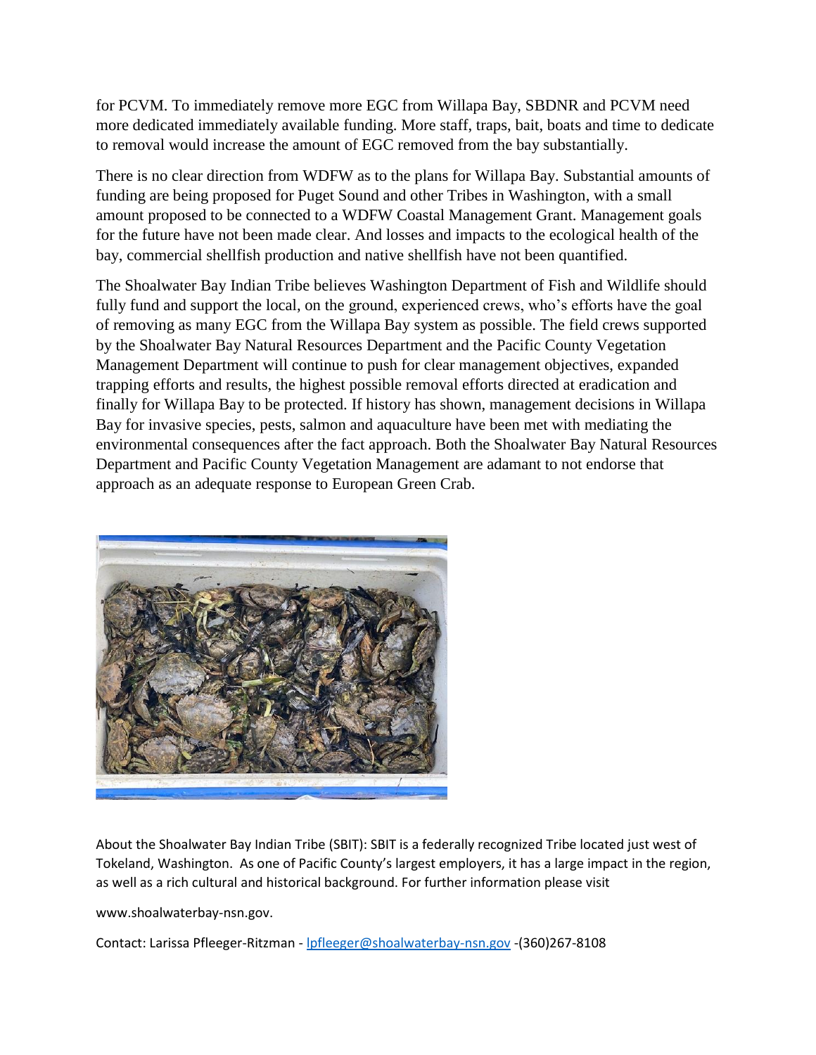for PCVM. To immediately remove more EGC from Willapa Bay, SBDNR and PCVM need more dedicated immediately available funding. More staff, traps, bait, boats and time to dedicate to removal would increase the amount of EGC removed from the bay substantially.

There is no clear direction from WDFW as to the plans for Willapa Bay. Substantial amounts of funding are being proposed for Puget Sound and other Tribes in Washington, with a small amount proposed to be connected to a WDFW Coastal Management Grant. Management goals for the future have not been made clear. And losses and impacts to the ecological health of the bay, commercial shellfish production and native shellfish have not been quantified.

The Shoalwater Bay Indian Tribe believes Washington Department of Fish and Wildlife should fully fund and support the local, on the ground, experienced crews, who's efforts have the goal of removing as many EGC from the Willapa Bay system as possible. The field crews supported by the Shoalwater Bay Natural Resources Department and the Pacific County Vegetation Management Department will continue to push for clear management objectives, expanded trapping efforts and results, the highest possible removal efforts directed at eradication and finally for Willapa Bay to be protected. If history has shown, management decisions in Willapa Bay for invasive species, pests, salmon and aquaculture have been met with mediating the environmental consequences after the fact approach. Both the Shoalwater Bay Natural Resources Department and Pacific County Vegetation Management are adamant to not endorse that approach as an adequate response to European Green Crab.

About the Shoalwater Bay Indian Tribe (SBIT): SBIT is a federally recognized Tribe located just west of Tokeland, Washington. As one of Pacific County's largest employers, it has a large impact in the region, as well as a rich cultural and historical background. For further information please visit

www.shoalwaterbay-nsn.gov.

Contact: Larissa Pfleeger-Ritzman - lpfleeger@shoalwaterbay-nsn.gov -(360)267-8108